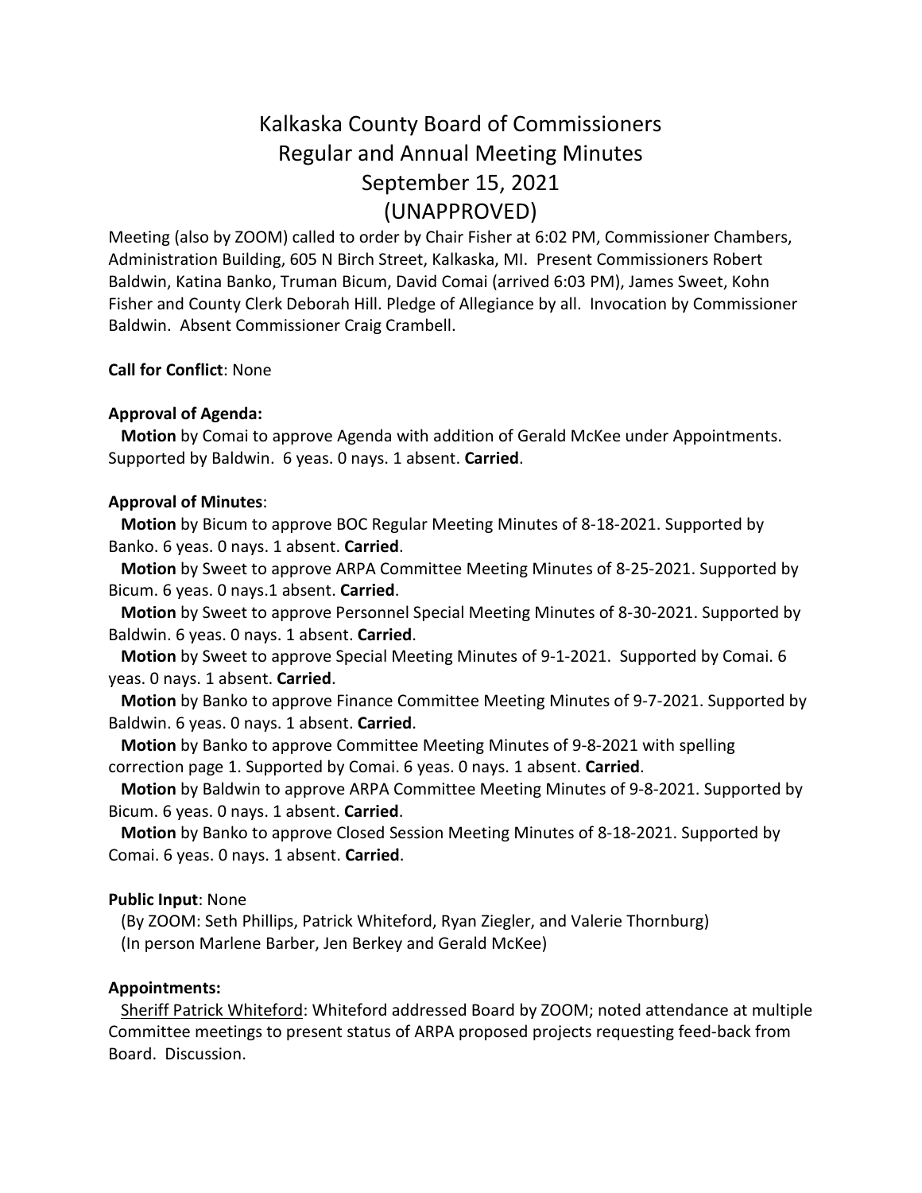# Kalkaska County Board of Commissioners
# Regular and Annual Meeting Minutes
# September 15, 2021
# (UNAPPROVED)

Meeting (also by ZOOM) called to order by Chair Fisher at 6:02 PM, Commissioner Chambers, Administration Building, 605 N Birch Street, Kalkaska, MI. Present Commissioners Robert Baldwin, Katina Banko, Truman Bicum, David Comai (arrived 6:03 PM), James Sweet, Kohn Fisher and County Clerk Deborah Hill. Pledge of Allegiance by all. Invocation by Commissioner Baldwin. Absent Commissioner Craig Crambell.

**Call for Conflict**: None

**Approval of Agenda:**

**Motion** by Comai to approve Agenda with addition of Gerald McKee under Appointments. Supported by Baldwin. 6 yeas. 0 nays. 1 absent. **Carried**.

**Approval of Minutes**:

**Motion** by Bicum to approve BOC Regular Meeting Minutes of 8-18-2021. Supported by Banko. 6 yeas. 0 nays. 1 absent. **Carried**.

**Motion** by Sweet to approve ARPA Committee Meeting Minutes of 8-25-2021. Supported by Bicum. 6 yeas. 0 nays.1 absent. **Carried**.

**Motion** by Sweet to approve Personnel Special Meeting Minutes of 8-30-2021. Supported by Baldwin. 6 yeas. 0 nays. 1 absent. **Carried**.

**Motion** by Sweet to approve Special Meeting Minutes of 9-1-2021. Supported by Comai. 6 yeas. 0 nays. 1 absent. **Carried**.

**Motion** by Banko to approve Finance Committee Meeting Minutes of 9-7-2021. Supported by Baldwin. 6 yeas. 0 nays. 1 absent. **Carried**.

**Motion** by Banko to approve Committee Meeting Minutes of 9-8-2021 with spelling correction page 1. Supported by Comai. 6 yeas. 0 nays. 1 absent. **Carried**.

**Motion** by Baldwin to approve ARPA Committee Meeting Minutes of 9-8-2021. Supported by Bicum. 6 yeas. 0 nays. 1 absent. **Carried**.

**Motion** by Banko to approve Closed Session Meeting Minutes of 8-18-2021. Supported by Comai. 6 yeas. 0 nays. 1 absent. **Carried**.

**Public Input**: None

(By ZOOM: Seth Phillips, Patrick Whiteford, Ryan Ziegler, and Valerie Thornburg)
(In person Marlene Barber, Jen Berkey and Gerald McKee)

**Appointments:**

Sheriff Patrick Whiteford: Whiteford addressed Board by ZOOM; noted attendance at multiple Committee meetings to present status of ARPA proposed projects requesting feed-back from Board. Discussion.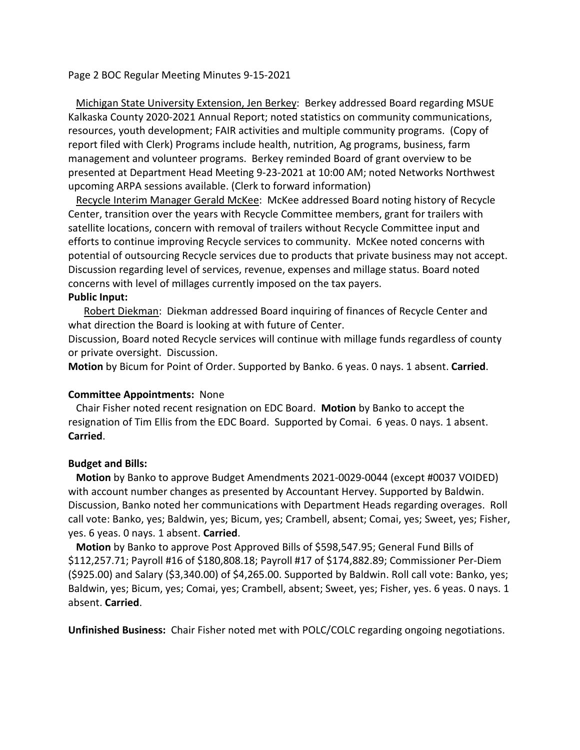Michigan State University Extension, Jen Berkey: Berkey addressed Board regarding MSUE Kalkaska County 2020-2021 Annual Report; noted statistics on community communications, resources, youth development; FAIR activities and multiple community programs. (Copy of report filed with Clerk) Programs include health, nutrition, Ag programs, business, farm management and volunteer programs. Berkey reminded Board of grant overview to be presented at Department Head Meeting 9-23-2021 at 10:00 AM; noted Networks Northwest upcoming ARPA sessions available. (Clerk to forward information)

Recycle Interim Manager Gerald McKee: McKee addressed Board noting history of Recycle Center, transition over the years with Recycle Committee members, grant for trailers with satellite locations, concern with removal of trailers without Recycle Committee input and efforts to continue improving Recycle services to community. McKee noted concerns with potential of outsourcing Recycle services due to products that private business may not accept. Discussion regarding level of services, revenue, expenses and millage status. Board noted concerns with level of millages currently imposed on the tax payers.

**Public Input:**

Robert Diekman: Diekman addressed Board inquiring of finances of Recycle Center and what direction the Board is looking at with future of Center.

Discussion, Board noted Recycle services will continue with millage funds regardless of county or private oversight. Discussion.

**Motion** by Bicum for Point of Order. Supported by Banko. 6 yeas. 0 nays. 1 absent. **Carried**.

**Committee Appointments:** None

Chair Fisher noted recent resignation on EDC Board. **Motion** by Banko to accept the resignation of Tim Ellis from the EDC Board. Supported by Comai. 6 yeas. 0 nays. 1 absent. **Carried**.

**Budget and Bills:**

**Motion** by Banko to approve Budget Amendments 2021-0029-0044 (except #0037 VOIDED) with account number changes as presented by Accountant Hervey. Supported by Baldwin. Discussion, Banko noted her communications with Department Heads regarding overages. Roll call vote: Banko, yes; Baldwin, yes; Bicum, yes; Crambell, absent; Comai, yes; Sweet, yes; Fisher, yes. 6 yeas. 0 nays. 1 absent. **Carried**.

**Motion** by Banko to approve Post Approved Bills of $598,547.95; General Fund Bills of $112,257.71; Payroll #16 of $180,808.18; Payroll #17 of $174,882.89; Commissioner Per-Diem ($925.00) and Salary ($3,340.00) of $4,265.00. Supported by Baldwin. Roll call vote: Banko, yes; Baldwin, yes; Bicum, yes; Comai, yes; Crambell, absent; Sweet, yes; Fisher, yes. 6 yeas. 0 nays. 1 absent. **Carried**.

**Unfinished Business:** Chair Fisher noted met with POLC/COLC regarding ongoing negotiations.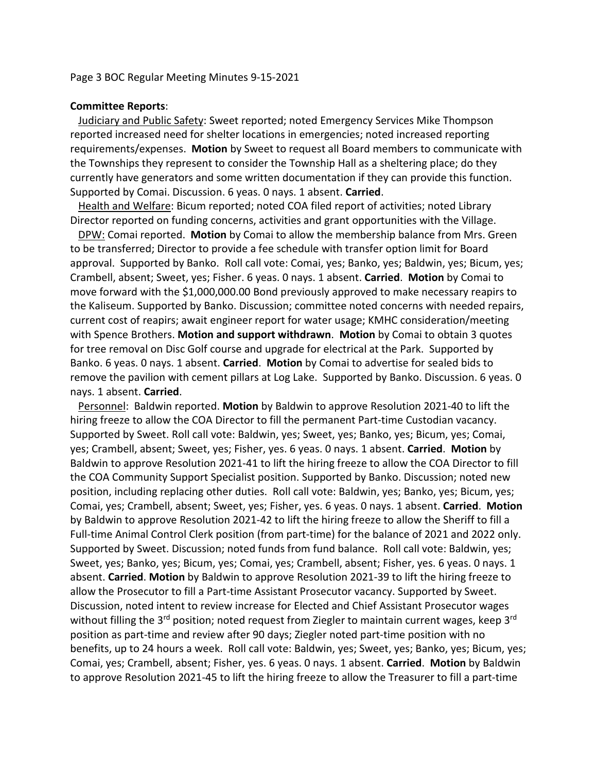**Committee Reports**:

Judiciary and Public Safety: Sweet reported; noted Emergency Services Mike Thompson reported increased need for shelter locations in emergencies; noted increased reporting requirements/expenses. **Motion** by Sweet to request all Board members to communicate with the Townships they represent to consider the Township Hall as a sheltering place; do they currently have generators and some written documentation if they can provide this function. Supported by Comai. Discussion. 6 yeas. 0 nays. 1 absent. **Carried**.

Health and Welfare: Bicum reported; noted COA filed report of activities; noted Library Director reported on funding concerns, activities and grant opportunities with the Village.

DPW: Comai reported. **Motion** by Comai to allow the membership balance from Mrs. Green to be transferred; Director to provide a fee schedule with transfer option limit for Board approval. Supported by Banko. Roll call vote: Comai, yes; Banko, yes; Baldwin, yes; Bicum, yes; Crambell, absent; Sweet, yes; Fisher. 6 yeas. 0 nays. 1 absent. **Carried**. **Motion** by Comai to move forward with the $1,000,000.00 Bond previously approved to make necessary reapirs to the Kaliseum. Supported by Banko. Discussion; committee noted concerns with needed repairs, current cost of reapirs; await engineer report for water usage; KMHC consideration/meeting with Spence Brothers. **Motion and support withdrawn**. **Motion** by Comai to obtain 3 quotes for tree removal on Disc Golf course and upgrade for electrical at the Park. Supported by Banko. 6 yeas. 0 nays. 1 absent. **Carried**. **Motion** by Comai to advertise for sealed bids to remove the pavilion with cement pillars at Log Lake. Supported by Banko. Discussion. 6 yeas. 0 nays. 1 absent. **Carried**.

Personnel: Baldwin reported. **Motion** by Baldwin to approve Resolution 2021-40 to lift the hiring freeze to allow the COA Director to fill the permanent Part-time Custodian vacancy. Supported by Sweet. Roll call vote: Baldwin, yes; Sweet, yes; Banko, yes; Bicum, yes; Comai, yes; Crambell, absent; Sweet, yes; Fisher, yes. 6 yeas. 0 nays. 1 absent. **Carried**. **Motion** by Baldwin to approve Resolution 2021-41 to lift the hiring freeze to allow the COA Director to fill the COA Community Support Specialist position. Supported by Banko. Discussion; noted new position, including replacing other duties. Roll call vote: Baldwin, yes; Banko, yes; Bicum, yes; Comai, yes; Crambell, absent; Sweet, yes; Fisher, yes. 6 yeas. 0 nays. 1 absent. **Carried**. **Motion** by Baldwin to approve Resolution 2021-42 to lift the hiring freeze to allow the Sheriff to fill a Full-time Animal Control Clerk position (from part-time) for the balance of 2021 and 2022 only. Supported by Sweet. Discussion; noted funds from fund balance. Roll call vote: Baldwin, yes; Sweet, yes; Banko, yes; Bicum, yes; Comai, yes; Crambell, absent; Fisher, yes. 6 yeas. 0 nays. 1 absent. **Carried**. **Motion** by Baldwin to approve Resolution 2021-39 to lift the hiring freeze to allow the Prosecutor to fill a Part-time Assistant Prosecutor vacancy. Supported by Sweet. Discussion, noted intent to review increase for Elected and Chief Assistant Prosecutor wages without filling the 3rd position; noted request from Ziegler to maintain current wages, keep 3rd position as part-time and review after 90 days; Ziegler noted part-time position with no benefits, up to 24 hours a week. Roll call vote: Baldwin, yes; Sweet, yes; Banko, yes; Bicum, yes; Comai, yes; Crambell, absent; Fisher, yes. 6 yeas. 0 nays. 1 absent. **Carried**. **Motion** by Baldwin to approve Resolution 2021-45 to lift the hiring freeze to allow the Treasurer to fill a part-time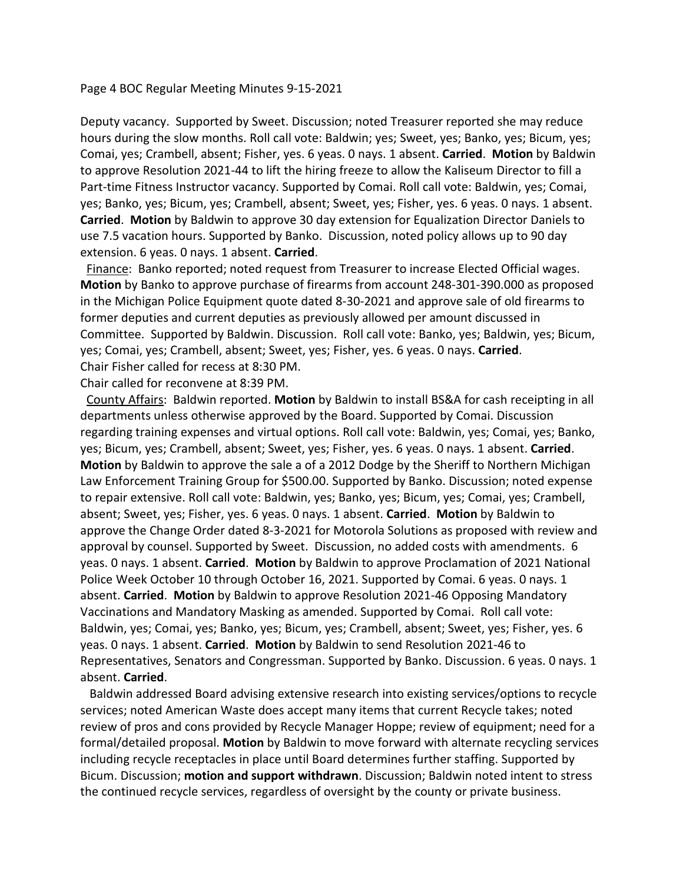Deputy vacancy. Supported by Sweet. Discussion; noted Treasurer reported she may reduce hours during the slow months. Roll call vote: Baldwin; yes; Sweet, yes; Banko, yes; Bicum, yes; Comai, yes; Crambell, absent; Fisher, yes. 6 yeas. 0 nays. 1 absent. **Carried**. **Motion** by Baldwin to approve Resolution 2021-44 to lift the hiring freeze to allow the Kaliseum Director to fill a Part-time Fitness Instructor vacancy. Supported by Comai. Roll call vote: Baldwin, yes; Comai, yes; Banko, yes; Bicum, yes; Crambell, absent; Sweet, yes; Fisher, yes. 6 yeas. 0 nays. 1 absent. **Carried**. **Motion** by Baldwin to approve 30 day extension for Equalization Director Daniels to use 7.5 vacation hours. Supported by Banko. Discussion, noted policy allows up to 90 day extension. 6 yeas. 0 nays. 1 absent. **Carried**.

Finance: Banko reported; noted request from Treasurer to increase Elected Official wages. **Motion** by Banko to approve purchase of firearms from account 248-301-390.000 as proposed in the Michigan Police Equipment quote dated 8-30-2021 and approve sale of old firearms to former deputies and current deputies as previously allowed per amount discussed in Committee. Supported by Baldwin. Discussion. Roll call vote: Banko, yes; Baldwin, yes; Bicum, yes; Comai, yes; Crambell, absent; Sweet, yes; Fisher, yes. 6 yeas. 0 nays. **Carried**.
Chair Fisher called for recess at 8:30 PM.
Chair called for reconvene at 8:39 PM.

County Affairs: Baldwin reported. **Motion** by Baldwin to install BS&A for cash receipting in all departments unless otherwise approved by the Board. Supported by Comai. Discussion regarding training expenses and virtual options. Roll call vote: Baldwin, yes; Comai, yes; Banko, yes; Bicum, yes; Crambell, absent; Sweet, yes; Fisher, yes. 6 yeas. 0 nays. 1 absent. **Carried**. **Motion** by Baldwin to approve the sale a of a 2012 Dodge by the Sheriff to Northern Michigan Law Enforcement Training Group for $500.00. Supported by Banko. Discussion; noted expense to repair extensive. Roll call vote: Baldwin, yes; Banko, yes; Bicum, yes; Comai, yes; Crambell, absent; Sweet, yes; Fisher, yes. 6 yeas. 0 nays. 1 absent. **Carried**. **Motion** by Baldwin to approve the Change Order dated 8-3-2021 for Motorola Solutions as proposed with review and approval by counsel. Supported by Sweet. Discussion, no added costs with amendments. 6 yeas. 0 nays. 1 absent. **Carried**. **Motion** by Baldwin to approve Proclamation of 2021 National Police Week October 10 through October 16, 2021. Supported by Comai. 6 yeas. 0 nays. 1 absent. **Carried**. **Motion** by Baldwin to approve Resolution 2021-46 Opposing Mandatory Vaccinations and Mandatory Masking as amended. Supported by Comai. Roll call vote: Baldwin, yes; Comai, yes; Banko, yes; Bicum, yes; Crambell, absent; Sweet, yes; Fisher, yes. 6 yeas. 0 nays. 1 absent. **Carried**. **Motion** by Baldwin to send Resolution 2021-46 to Representatives, Senators and Congressman. Supported by Banko. Discussion. 6 yeas. 0 nays. 1 absent. **Carried**.

Baldwin addressed Board advising extensive research into existing services/options to recycle services; noted American Waste does accept many items that current Recycle takes; noted review of pros and cons provided by Recycle Manager Hoppe; review of equipment; need for a formal/detailed proposal. **Motion** by Baldwin to move forward with alternate recycling services including recycle receptacles in place until Board determines further staffing. Supported by Bicum. Discussion; **motion and support withdrawn**. Discussion; Baldwin noted intent to stress the continued recycle services, regardless of oversight by the county or private business.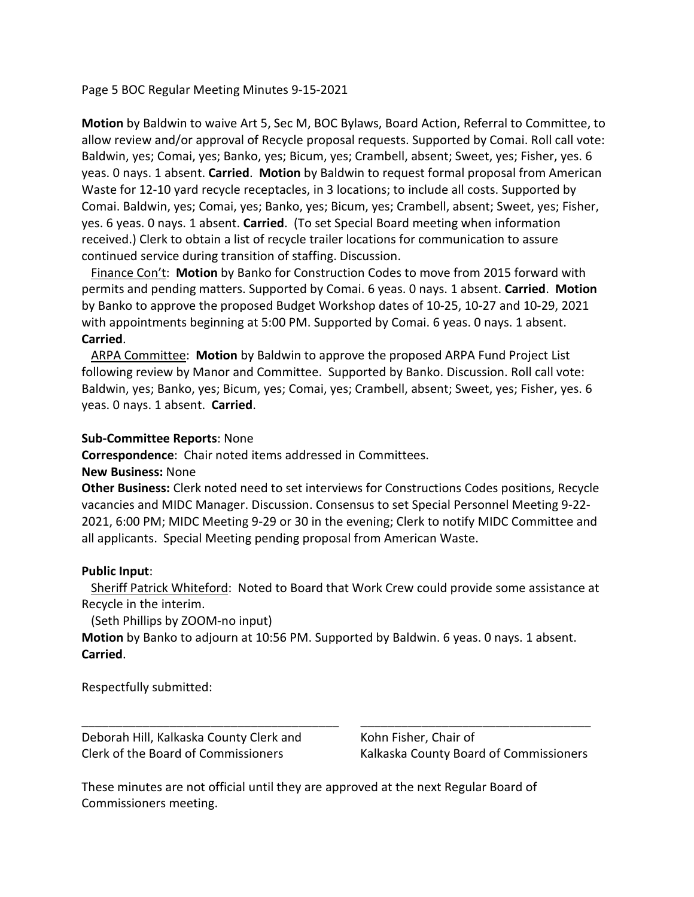**Motion** by Baldwin to waive Art 5, Sec M, BOC Bylaws, Board Action, Referral to Committee, to allow review and/or approval of Recycle proposal requests. Supported by Comai. Roll call vote: Baldwin, yes; Comai, yes; Banko, yes; Bicum, yes; Crambell, absent; Sweet, yes; Fisher, yes. 6 yeas. 0 nays. 1 absent. **Carried**. **Motion** by Baldwin to request formal proposal from American Waste for 12-10 yard recycle receptacles, in 3 locations; to include all costs. Supported by Comai. Baldwin, yes; Comai, yes; Banko, yes; Bicum, yes; Crambell, absent; Sweet, yes; Fisher, yes. 6 yeas. 0 nays. 1 absent. **Carried**. (To set Special Board meeting when information received.) Clerk to obtain a list of recycle trailer locations for communication to assure continued service during transition of staffing. Discussion.

Finance Con't: **Motion** by Banko for Construction Codes to move from 2015 forward with permits and pending matters. Supported by Comai. 6 yeas. 0 nays. 1 absent. **Carried**. **Motion** by Banko to approve the proposed Budget Workshop dates of 10-25, 10-27 and 10-29, 2021 with appointments beginning at 5:00 PM. Supported by Comai. 6 yeas. 0 nays. 1 absent. **Carried**.

ARPA Committee: **Motion** by Baldwin to approve the proposed ARPA Fund Project List following review by Manor and Committee. Supported by Banko. Discussion. Roll call vote: Baldwin, yes; Banko, yes; Bicum, yes; Comai, yes; Crambell, absent; Sweet, yes; Fisher, yes. 6 yeas. 0 nays. 1 absent. **Carried**.

**Sub-Committee Reports**: None

**Correspondence**: Chair noted items addressed in Committees.

**New Business:** None

**Other Business:** Clerk noted need to set interviews for Constructions Codes positions, Recycle vacancies and MIDC Manager. Discussion. Consensus to set Special Personnel Meeting 9-22-2021, 6:00 PM; MIDC Meeting 9-29 or 30 in the evening; Clerk to notify MIDC Committee and all applicants. Special Meeting pending proposal from American Waste.

**Public Input**:

Sheriff Patrick Whiteford: Noted to Board that Work Crew could provide some assistance at Recycle in the interim.

(Seth Phillips by ZOOM-no input)

**Motion** by Banko to adjourn at 10:56 PM. Supported by Baldwin. 6 yeas. 0 nays. 1 absent. **Carried**.

Respectfully submitted:

| | |
|---|---|
| _______________________________________ | ___________________________________ |
| Deborah Hill, Kalkaska County Clerk and Clerk of the Board of Commissioners | Kohn Fisher, Chair of Kalkaska County Board of Commissioners |

These minutes are not official until they are approved at the next Regular Board of Commissioners meeting.